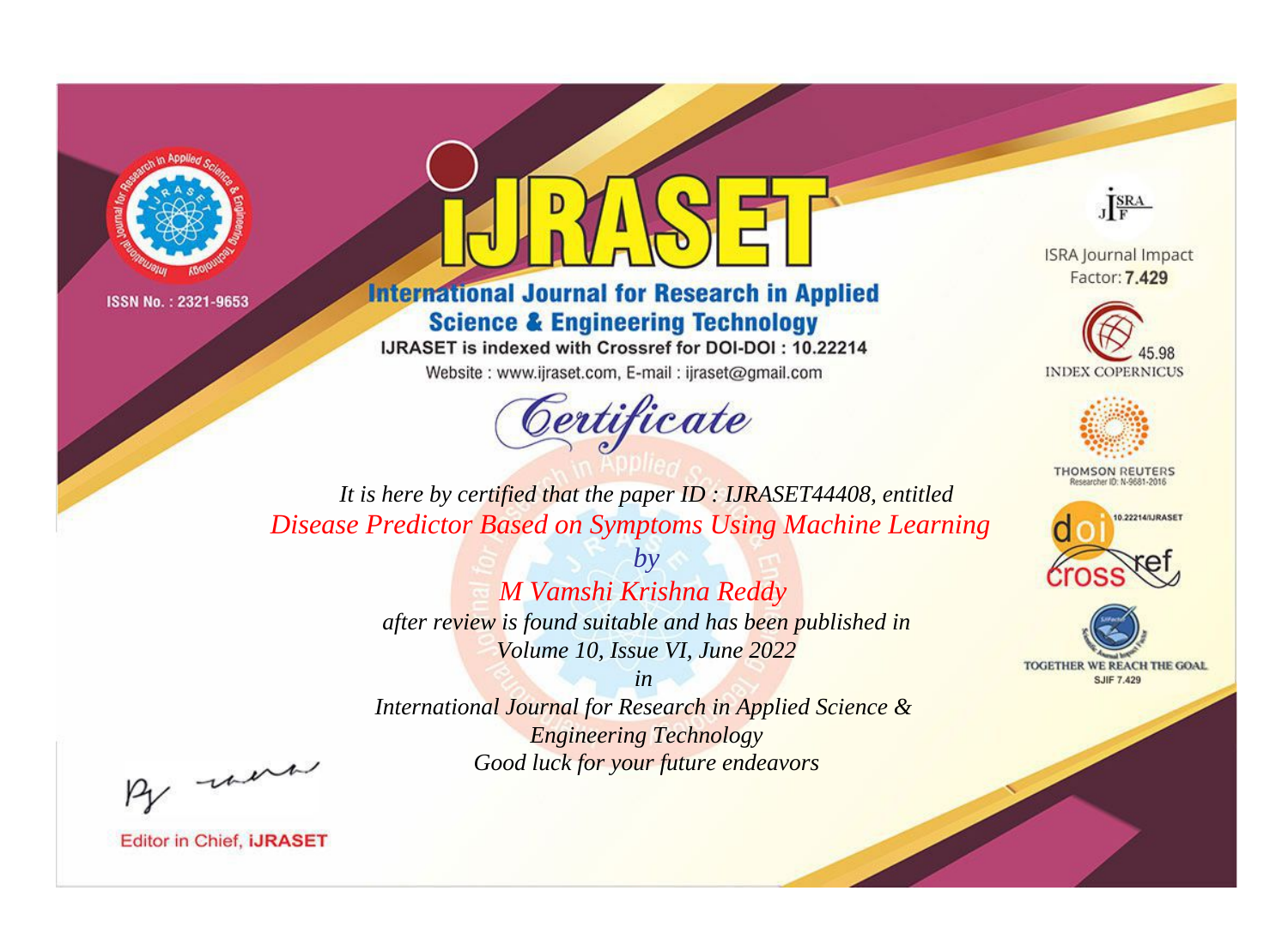ISSN No. : 2321-9653

# iJRASET

## International Journal for Research in Applied Science & Engineering Technology

IJRASET is indexed with Crossref for DOI-DOI : 10.22214

Website : www.ijraset.com, E-mail : ijraset@gmail.com

ISRA Journal Impact Factor: **7.429**

45.98 INDEX COPERNICUS

THOMSON REUTERS Researcher ID: N-9681-2016

10.22214/IJRASET

TOGETHER WE REACH THE GOAL SJIF 7.429

# *Certificate*

*It is here by certified that the paper ID : IJRASET44408, entitled*

*Disease Predictor Based on Symptoms Using Machine Learning*

*by*

*M Vamshi Krishna Reddy*

*after review is found suitable and has been published in*

*Volume 10, Issue VI, June 2022*

*in*

*International Journal for Research in Applied Science & Engineering Technology*

*Good luck for your future endeavors*

Editor in Chief, **iJRASET**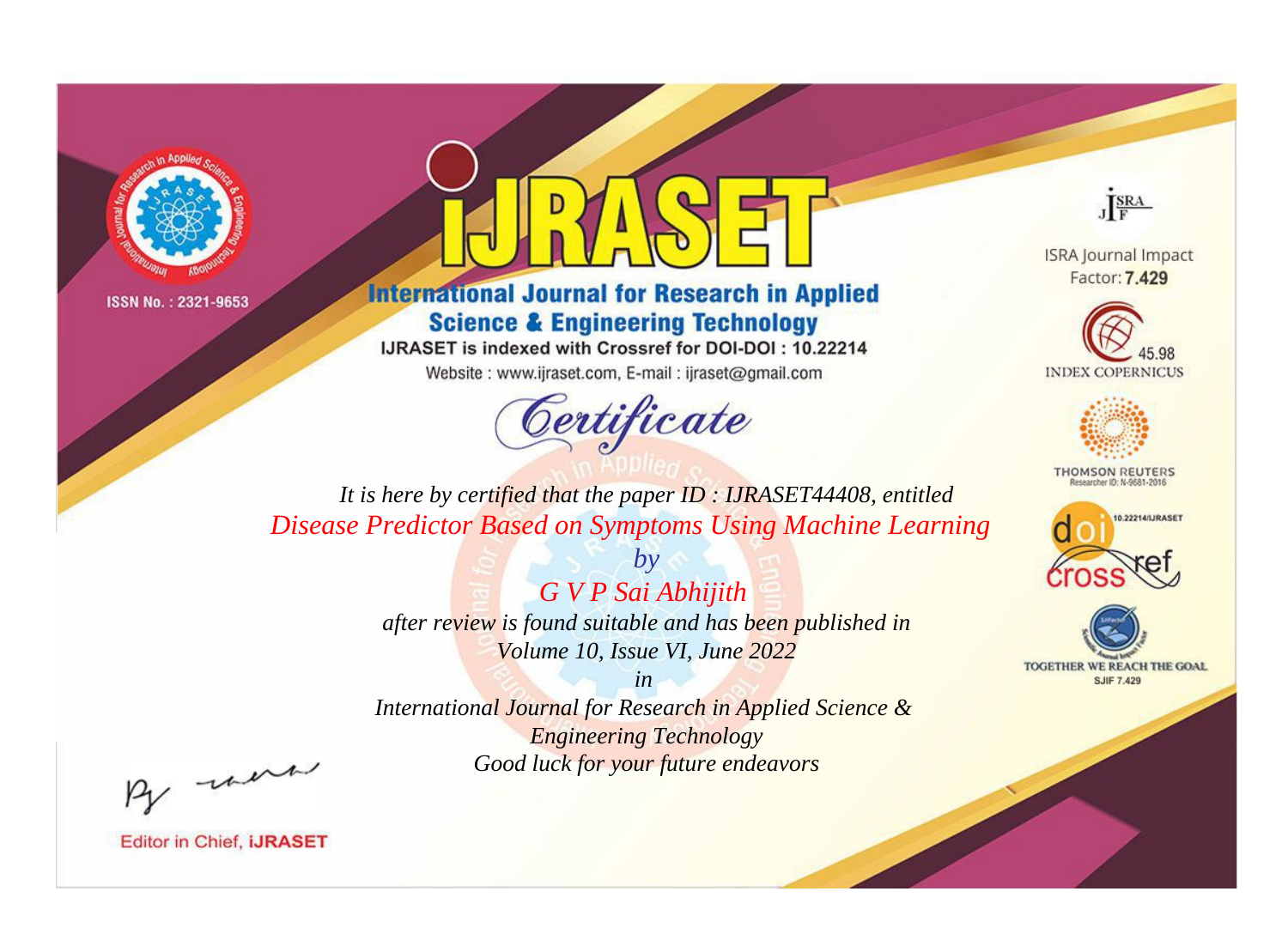ISSN No. : 2321-9653

# IJRASET

## International Journal for Research in Applied Science & Engineering Technology

IJRASET is indexed with Crossref for DOI-DOI : 10.22214

Website : www.ijraset.com, E-mail : ijraset@gmail.com

ISRA Journal Impact Factor: **7.429**

45.98 INDEX COPERNICUS

THOMSON REUTERS Researcher ID: N-9681-2016

10.22214/IJRASET

TOGETHER WE REACH THE GOAL SJIF 7.429

# *Certificate*

*It is here by certified that the paper ID : IJRASET44408, entitled*

*Disease Predictor Based on Symptoms Using Machine Learning*

*by*

*G V P Sai Abhijith*

*after review is found suitable and has been published in*

*Volume 10, Issue VI, June 2022*

*in*

*International Journal for Research in Applied Science & Engineering Technology*

*Good luck for your future endeavors*

Editor in Chief, **iJRASET**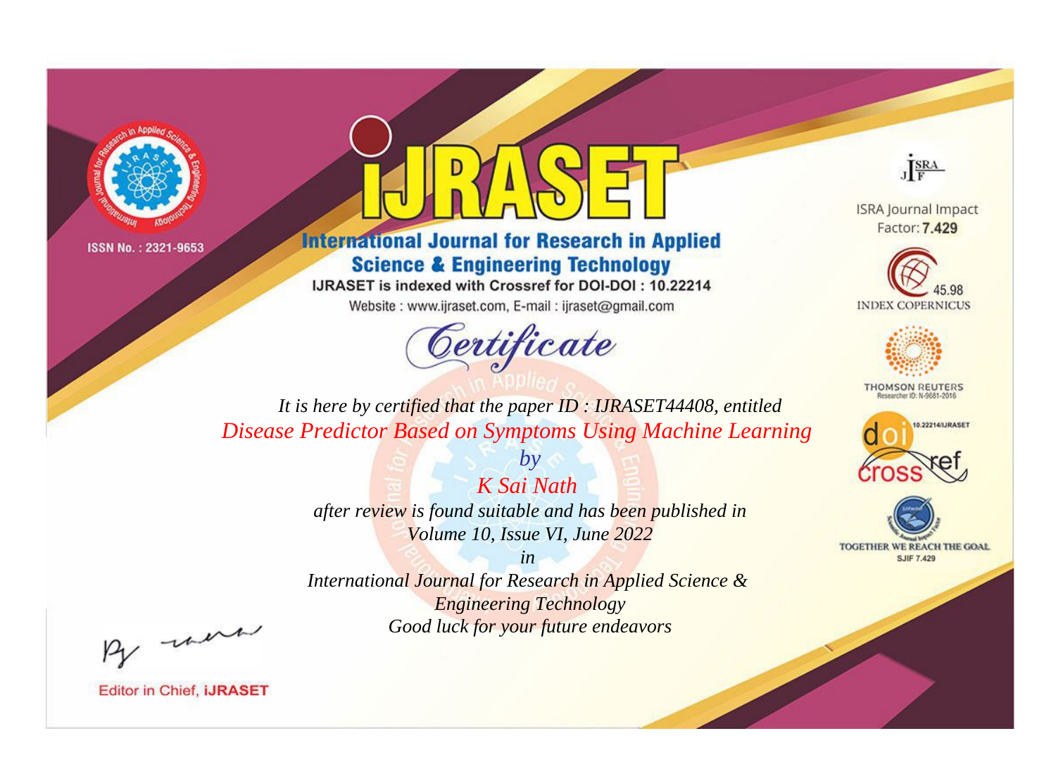ISSN No. : 2321-9653

# iJRASET

## International Journal for Research in Applied Science & Engineering Technology

IJRASET is indexed with Crossref for DOI-DOI : 10.22214

Website : www.ijraset.com, E-mail : ijraset@gmail.com

ISRA Journal Impact Factor: **7.429**

45.98 INDEX COPERNICUS

THOMSON REUTERS Researcher ID: N-9681-2016

10.22214/IJRASET

TOGETHER WE REACH THE GOAL SJIF 7.429

*Certificate*

*It is here by certified that the paper ID : IJRASET44408, entitled*

*Disease Predictor Based on Symptoms Using Machine Learning*

*by*

*K Sai Nath*

*after review is found suitable and has been published in*

*Volume 10, Issue VI, June 2022*

*in*

*International Journal for Research in Applied Science & Engineering Technology*

*Good luck for your future endeavors*

Editor in Chief, **iJRASET**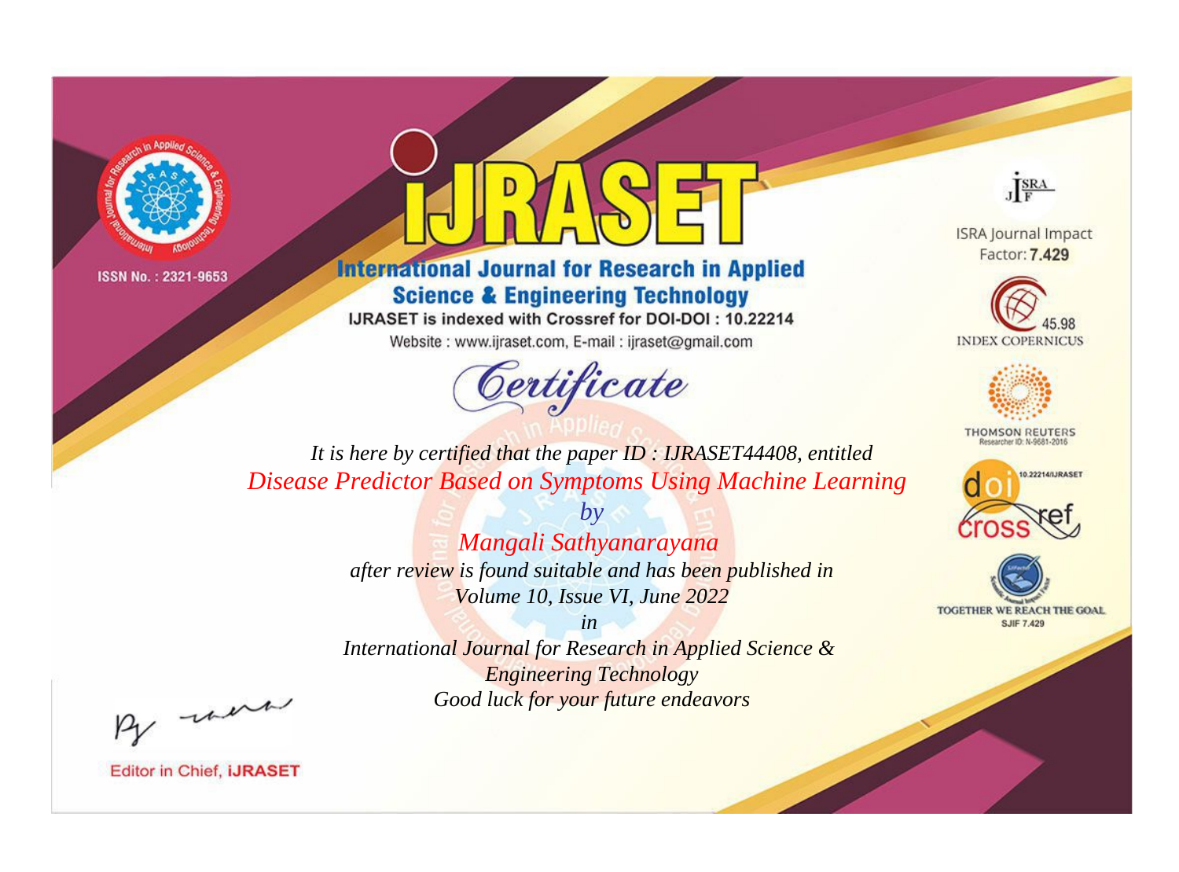ISSN No. : 2321-9653

# iJRASET

## International Journal for Research in Applied Science & Engineering Technology

IJRASET is indexed with Crossref for DOI-DOI : 10.22214

Website : www.ijraset.com, E-mail : ijraset@gmail.com

# Certificate

*It is here by certified that the paper ID : IJRASET44408, entitled*

*Disease Predictor Based on Symptoms Using Machine Learning*

*by*

*Mangali Sathyanarayana*

*after review is found suitable and has been published in*

*Volume 10, Issue VI, June 2022*

*in*

*International Journal for Research in Applied Science & Engineering Technology*

*Good luck for your future endeavors*

ISRA Journal Impact Factor: **7.429**

45.98 INDEX COPERNICUS

THOMSON REUTERS Researcher ID: N-9681-2016

10.22214/IJRASET

TOGETHER WE REACH THE GOAL SJIF 7.429

Editor in Chief, **iJRASET**